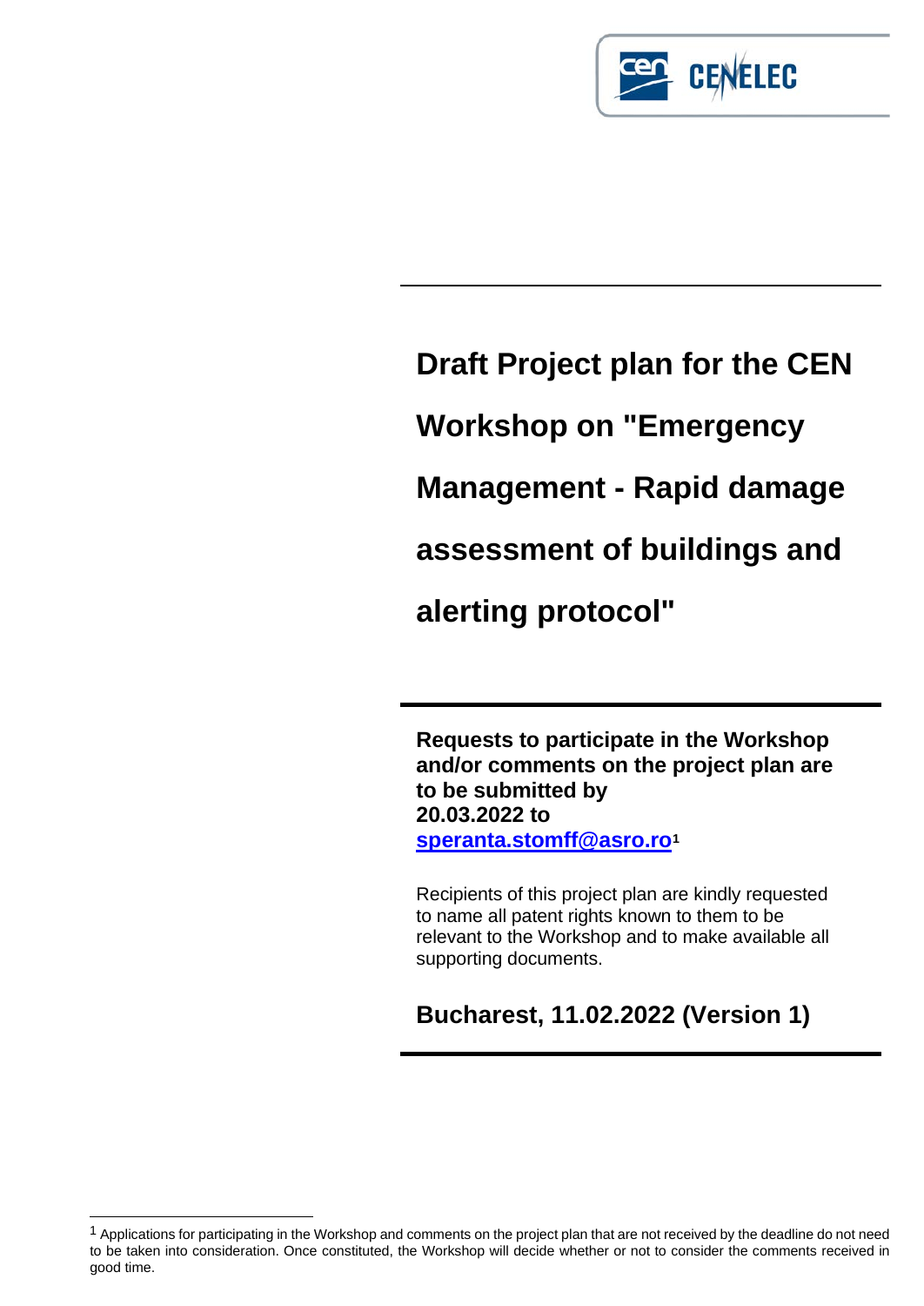# Draft Project plan for the CEN Workshop on "Emergency Management - Rapid damage assessment of buildings and alerting protocol"

**Requests to participate in the Workshop and/or comments on the project plan are to be submitted by 20.03.2022 to [speranta.stomff@asro.ro](mailto:speranta.stomff@asro.ro)[1]**

Recipients of this project plan are kindly requested to name all patent rights known to them to be relevant to the Workshop and to make available all supporting documents.

**Bucharest, 11.02.2022 (Version 1)**

[1] Applications for participating in the Workshop and comments on the project plan that are not received by the deadline do not need to be taken into consideration. Once constituted, the Workshop will decide whether or not to consider the comments received in good time.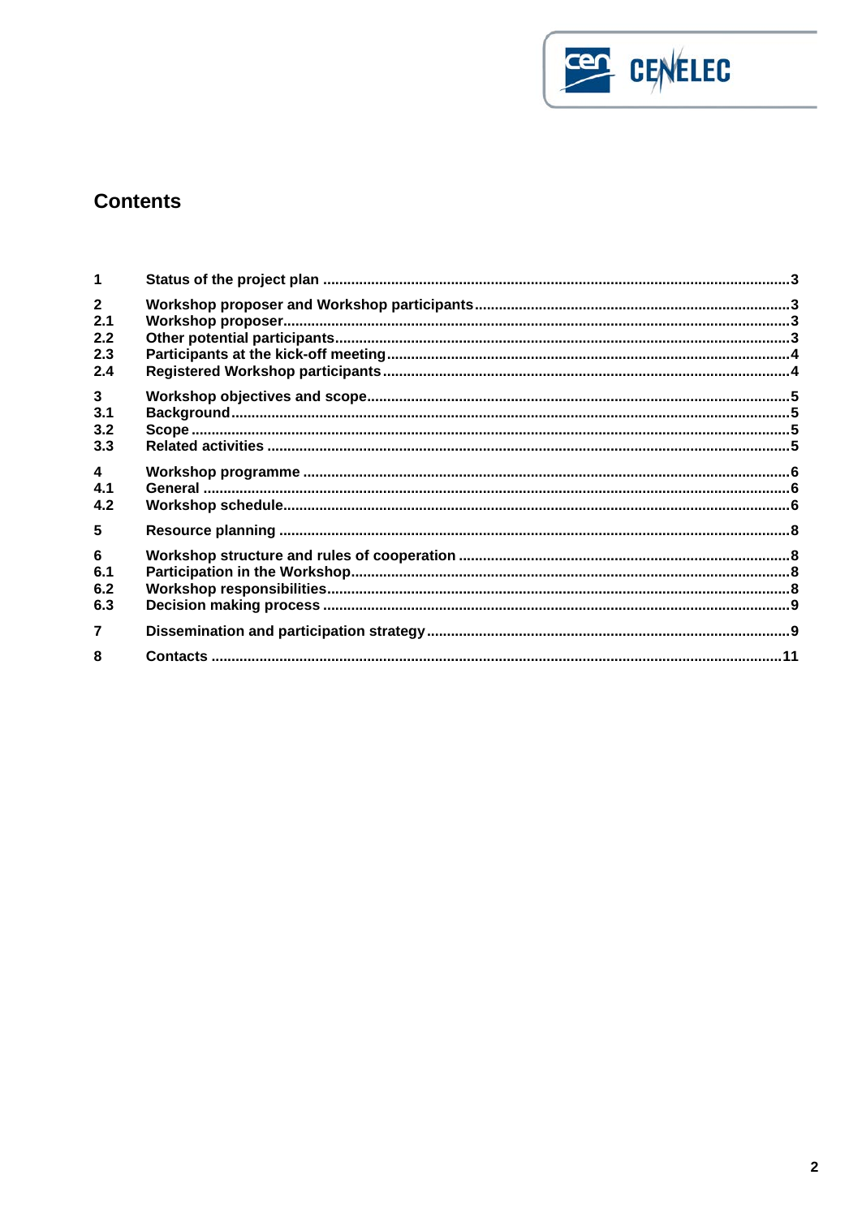# Contents

| | | |
|---|---|---|
| 1 | Status of the project plan | 3 |
| 2 | Workshop proposer and Workshop participants | 3 |
| 2.1 | Workshop proposer | 3 |
| 2.2 | Other potential participants | 3 |
| 2.3 | Participants at the kick-off meeting | 4 |
| 2.4 | Registered Workshop participants | 4 |
| 3 | Workshop objectives and scope | 5 |
| 3.1 | Background | 5 |
| 3.2 | Scope | 5 |
| 3.3 | Related activities | 5 |
| 4 | Workshop programme | 6 |
| 4.1 | General | 6 |
| 4.2 | Workshop schedule | 6 |
| 5 | Resource planning | 8 |
| 6 | Workshop structure and rules of cooperation | 8 |
| 6.1 | Participation in the Workshop | 8 |
| 6.2 | Workshop responsibilities | 8 |
| 6.3 | Decision making process | 9 |
| 7 | Dissemination and participation strategy | 9 |
| 8 | Contacts | 11 |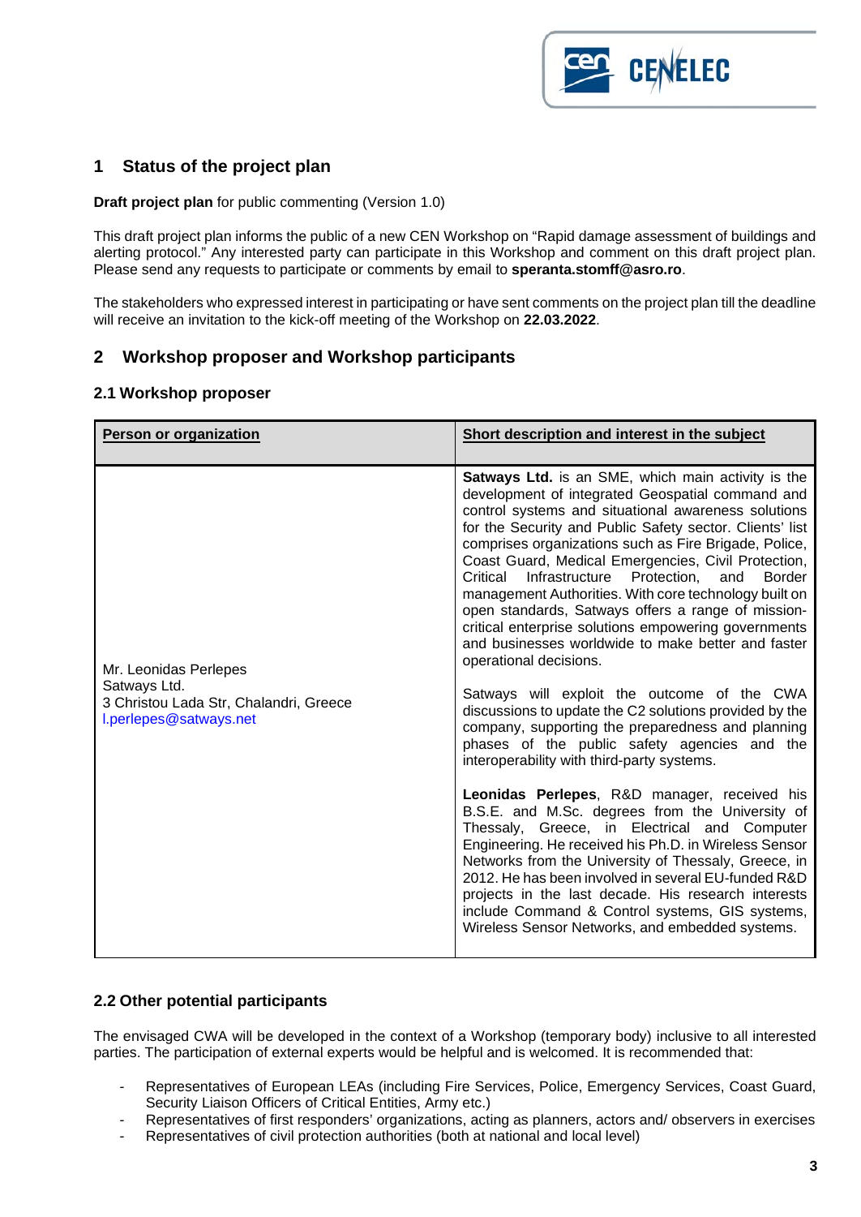## 1 Status of the project plan

**Draft project plan** for public commenting (Version 1.0)

This draft project plan informs the public of a new CEN Workshop on "Rapid damage assessment of buildings and alerting protocol." Any interested party can participate in this Workshop and comment on this draft project plan. Please send any requests to participate or comments by email to **speranta.stomff@asro.ro**.

The stakeholders who expressed interest in participating or have sent comments on the project plan till the deadline will receive an invitation to the kick-off meeting of the Workshop on **22.03.2022**.

## 2 Workshop proposer and Workshop participants

### 2.1 Workshop proposer

| Person or organization | Short description and interest in the subject |
|---|---|
| Mr. Leonidas Perlepes<br>Satways Ltd.<br>3 Christou Lada Str, Chalandri, Greece<br>l.perlepes@satways.net | **Satways Ltd.** is an SME, which main activity is the development of integrated Geospatial command and control systems and situational awareness solutions for the Security and Public Safety sector. Clients' list comprises organizations such as Fire Brigade, Police, Coast Guard, Medical Emergencies, Civil Protection, Critical Infrastructure Protection, and Border management Authorities. With core technology built on open standards, Satways offers a range of mission-critical enterprise solutions empowering governments and businesses worldwide to make better and faster operational decisions.<br><br>Satways will exploit the outcome of the CWA discussions to update the C2 solutions provided by the company, supporting the preparedness and planning phases of the public safety agencies and the interoperability with third-party systems.<br><br>**Leonidas Perlepes**, R&D manager, received his B.S.E. and M.Sc. degrees from the University of Thessaly, Greece, in Electrical and Computer Engineering. He received his Ph.D. in Wireless Sensor Networks from the University of Thessaly, Greece, in 2012. He has been involved in several EU-funded R&D projects in the last decade. His research interests include Command & Control systems, GIS systems, Wireless Sensor Networks, and embedded systems. |

### 2.2 Other potential participants

The envisaged CWA will be developed in the context of a Workshop (temporary body) inclusive to all interested parties. The participation of external experts would be helpful and is welcomed. It is recommended that:

- Representatives of European LEAs (including Fire Services, Police, Emergency Services, Coast Guard, Security Liaison Officers of Critical Entities, Army etc.)
- Representatives of first responders' organizations, acting as planners, actors and/ observers in exercises
- Representatives of civil protection authorities (both at national and local level)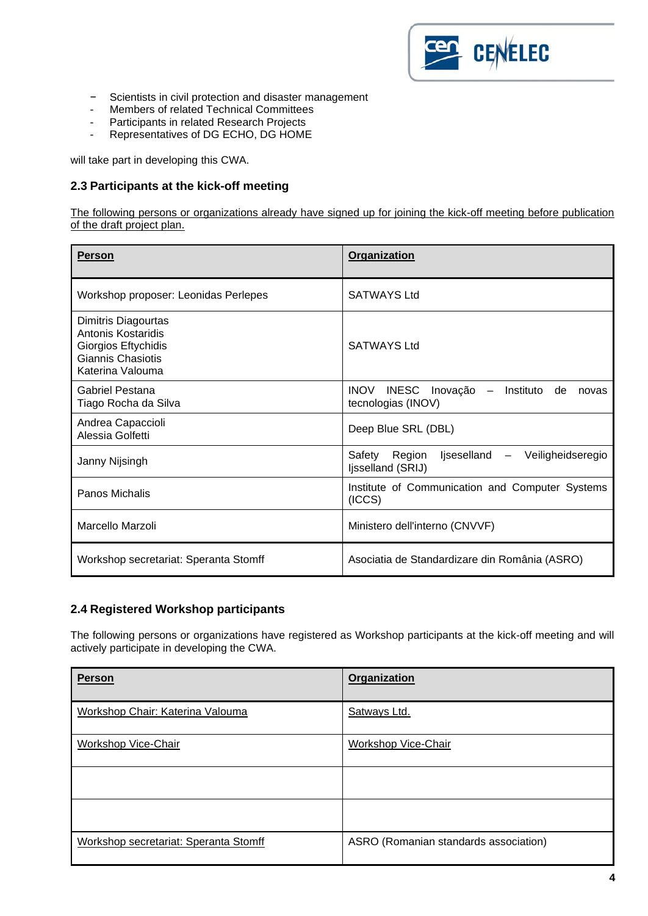- Scientists in civil protection and disaster management
- Members of related Technical Committees
- Participants in related Research Projects
- Representatives of DG ECHO, DG HOME

will take part in developing this CWA.

### 2.3 Participants at the kick-off meeting

The following persons or organizations already have signed up for joining the kick-off meeting before publication of the draft project plan.

| Person | Organization |
|---|---|
| Workshop proposer: Leonidas Perlepes | SATWAYS Ltd |
| Dimitris Diagourtas<br>Antonis Kostaridis<br>Giorgios Eftychidis<br>Giannis Chasiotis<br>Katerina Valouma | SATWAYS Ltd |
| Gabriel Pestana<br>Tiago Rocha da Silva | INOV INESC Inovação – Instituto de novas tecnologias (INOV) |
| Andrea Capaccioli<br>Alessia Golfetti | Deep Blue SRL (DBL) |
| Janny Nijsingh | Safety Region Ijsesselland – Veiligheidseregio Ijsselland (SRIJ) |
| Panos Michalis | Institute of Communication and Computer Systems (ICCS) |
| Marcello Marzoli | Ministero dell'interno (CNVVF) |
| Workshop secretariat: Speranta Stomff | Asociatia de Standardizare din România (ASRO) |

### 2.4 Registered Workshop participants

The following persons or organizations have registered as Workshop participants at the kick-off meeting and will actively participate in developing the CWA.

| Person | Organization |
|---|---|
| Workshop Chair: Katerina Valouma | Satways Ltd. |
| Workshop Vice-Chair | Workshop Vice-Chair |
| | |
| | |
| Workshop secretariat: Speranta Stomff | ASRO (Romanian standards association) |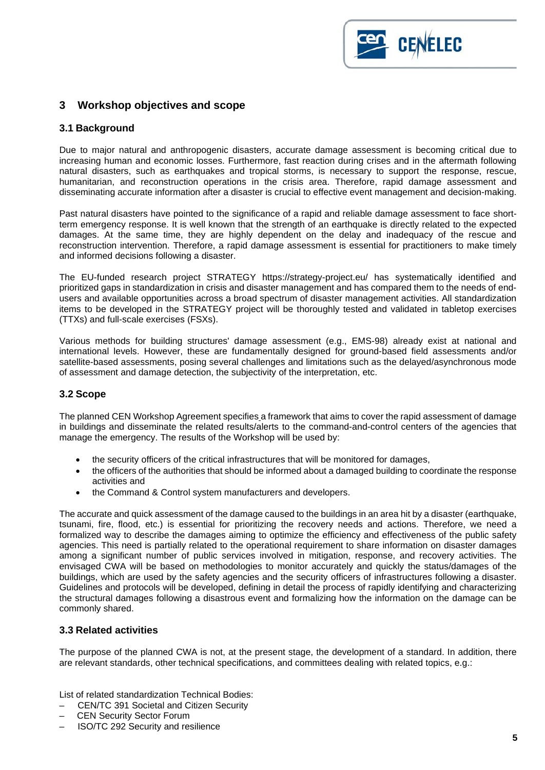## 3 Workshop objectives and scope

### 3.1 Background

Due to major natural and anthropogenic disasters, accurate damage assessment is becoming critical due to increasing human and economic losses. Furthermore, fast reaction during crises and in the aftermath following natural disasters, such as earthquakes and tropical storms, is necessary to support the response, rescue, humanitarian, and reconstruction operations in the crisis area. Therefore, rapid damage assessment and disseminating accurate information after a disaster is crucial to effective event management and decision-making.

Past natural disasters have pointed to the significance of a rapid and reliable damage assessment to face short-term emergency response. It is well known that the strength of an earthquake is directly related to the expected damages. At the same time, they are highly dependent on the delay and inadequacy of the rescue and reconstruction intervention. Therefore, a rapid damage assessment is essential for practitioners to make timely and informed decisions following a disaster.

The EU-funded research project STRATEGY https://strategy-project.eu/ has systematically identified and prioritized gaps in standardization in crisis and disaster management and has compared them to the needs of end-users and available opportunities across a broad spectrum of disaster management activities. All standardization items to be developed in the STRATEGY project will be thoroughly tested and validated in tabletop exercises (TTXs) and full-scale exercises (FSXs).

Various methods for building structures' damage assessment (e.g., EMS-98) already exist at national and international levels. However, these are fundamentally designed for ground-based field assessments and/or satellite-based assessments, posing several challenges and limitations such as the delayed/asynchronous mode of assessment and damage detection, the subjectivity of the interpretation, etc.

### 3.2 Scope

The planned CEN Workshop Agreement specifies a framework that aims to cover the rapid assessment of damage in buildings and disseminate the related results/alerts to the command-and-control centers of the agencies that manage the emergency. The results of the Workshop will be used by:

- the security officers of the critical infrastructures that will be monitored for damages,
- the officers of the authorities that should be informed about a damaged building to coordinate the response activities and
- the Command & Control system manufacturers and developers.

The accurate and quick assessment of the damage caused to the buildings in an area hit by a disaster (earthquake, tsunami, fire, flood, etc.) is essential for prioritizing the recovery needs and actions. Therefore, we need a formalized way to describe the damages aiming to optimize the efficiency and effectiveness of the public safety agencies. This need is partially related to the operational requirement to share information on disaster damages among a significant number of public services involved in mitigation, response, and recovery activities. The envisaged CWA will be based on methodologies to monitor accurately and quickly the status/damages of the buildings, which are used by the safety agencies and the security officers of infrastructures following a disaster. Guidelines and protocols will be developed, defining in detail the process of rapidly identifying and characterizing the structural damages following a disastrous event and formalizing how the information on the damage can be commonly shared.

### 3.3 Related activities

The purpose of the planned CWA is not, at the present stage, the development of a standard. In addition, there are relevant standards, other technical specifications, and committees dealing with related topics, e.g.:

List of related standardization Technical Bodies:

- CEN/TC 391 Societal and Citizen Security
- CEN Security Sector Forum
- ISO/TC 292 Security and resilience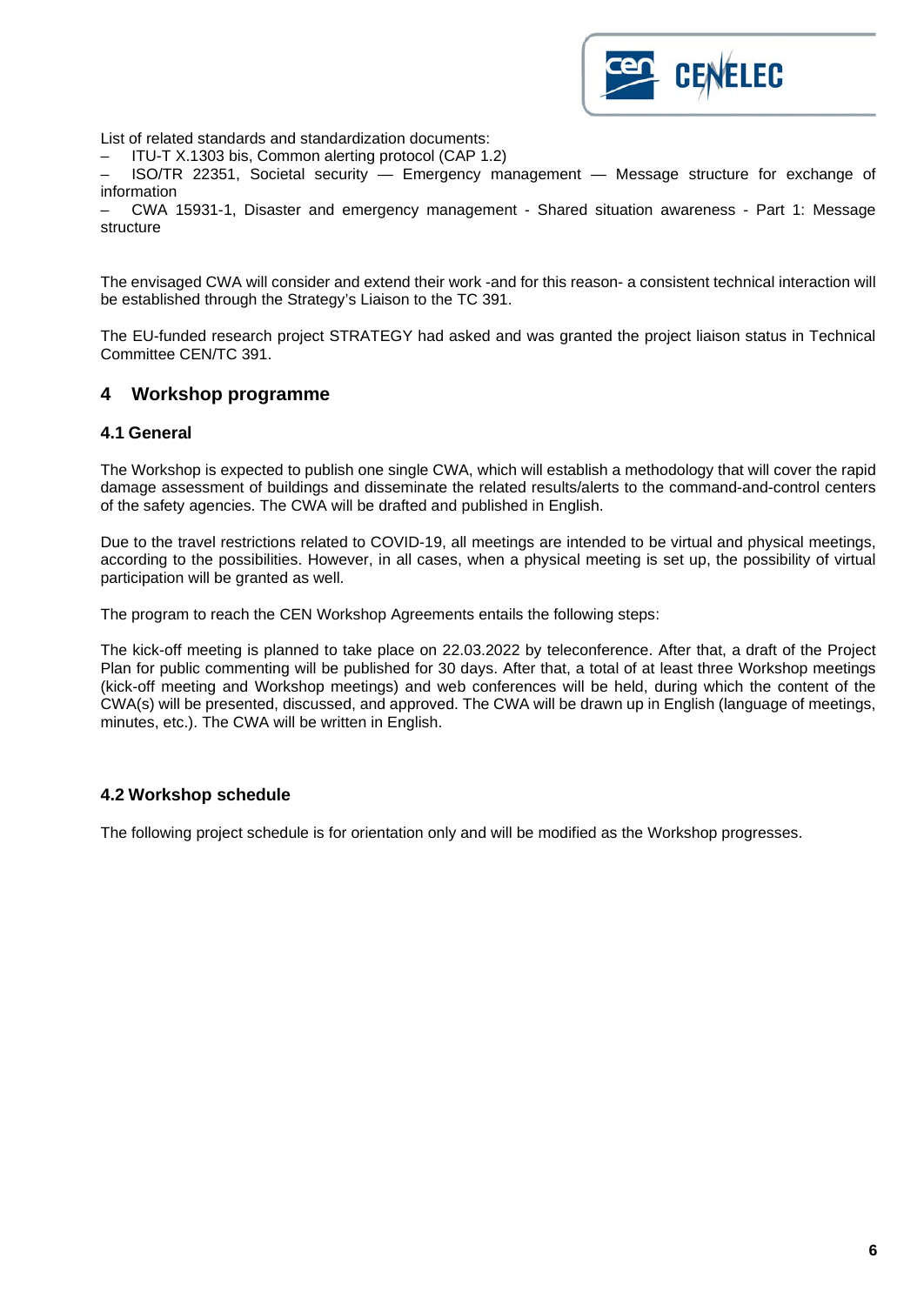List of related standards and standardization documents:

– ITU-T X.1303 bis, Common alerting protocol (CAP 1.2)

– ISO/TR 22351, Societal security — Emergency management — Message structure for exchange of information

– CWA 15931-1, Disaster and emergency management - Shared situation awareness - Part 1: Message structure

The envisaged CWA will consider and extend their work -and for this reason- a consistent technical interaction will be established through the Strategy's Liaison to the TC 391.

The EU-funded research project STRATEGY had asked and was granted the project liaison status in Technical Committee CEN/TC 391.

## 4 Workshop programme

### 4.1 General

The Workshop is expected to publish one single CWA, which will establish a methodology that will cover the rapid damage assessment of buildings and disseminate the related results/alerts to the command-and-control centers of the safety agencies. The CWA will be drafted and published in English.

Due to the travel restrictions related to COVID-19, all meetings are intended to be virtual and physical meetings, according to the possibilities. However, in all cases, when a physical meeting is set up, the possibility of virtual participation will be granted as well.

The program to reach the CEN Workshop Agreements entails the following steps:

The kick-off meeting is planned to take place on 22.03.2022 by teleconference. After that, a draft of the Project Plan for public commenting will be published for 30 days. After that, a total of at least three Workshop meetings (kick-off meeting and Workshop meetings) and web conferences will be held, during which the content of the CWA(s) will be presented, discussed, and approved. The CWA will be drawn up in English (language of meetings, minutes, etc.). The CWA will be written in English.

### 4.2 Workshop schedule

The following project schedule is for orientation only and will be modified as the Workshop progresses.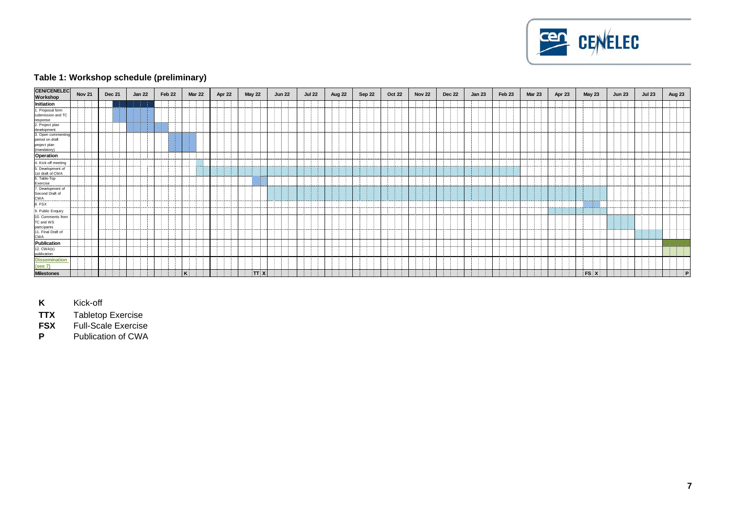### Table 1: Workshop schedule (preliminary)

| CEN/CENELEC Workshop | Nov 21 | Dec 21 | Jan 22 | Feb 22 | Mar 22 | Apr 22 | May 22 | Jun 22 | Jul 22 | Aug 22 | Sep 22 | Oct 22 | Nov 22 | Dec 22 | Jan 23 | Feb 23 | Mar 23 | Apr 23 | May 23 | Jun 23 | Jul 23 | Aug 23 |
|---|---|---|---|---|---|---|---|---|---|---|---|---|---|---|---|---|---|---|---|---|---|---|
| **Initiation** | | | | | | | | | | | | | | | | | | | | | | |
| 1. Proposal form submission and TC response | | | | | | | | | | | | | | | | | | | | | | |
| 2. Project plan development | | | | | | | | | | | | | | | | | | | | | | |
| 3. Open commenting period on draft project plan (mandatory) | | | | | | | | | | | | | | | | | | | | | | |
| **Operation** | | | | | | | | | | | | | | | | | | | | | | |
| 4. Kick-off meeting | | | | | | | | | | | | | | | | | | | | | | |
| 5. Development of 1st draft of CWA | | | | | | | | | | | | | | | | | | | | | | |
| 6. Table-Top Exercise | | | | | | | | | | | | | | | | | | | | | | |
| 7. Development of Second Draft of CWA | | | | | | | | | | | | | | | | | | | | | | |
| 8. FSX | | | | | | | | | | | | | | | | | | | | | | |
| 9. Public Enquiry | | | | | | | | | | | | | | | | | | | | | | |
| 10. Comments from TC and WS partcipants | | | | | | | | | | | | | | | | | | | | | | |
| 11. Final Draft of CWA | | | | | | | | | | | | | | | | | | | | | | |
| **Publication** | | | | | | | | | | | | | | | | | | | | | | |
| 12. CWA(s) publication | | | | | | | | | | | | | | | | | | | | | | |
| **Dissemination (see 7)** | | | | | | | | | | | | | | | | | | | | | | |
| **Milestones** | | | | | K | | TT X | | | | | | | | | | | | FS X | | | P |

**K** Kick-off

**TTX** Tabletop Exercise

**FSX** Full-Scale Exercise

**P** Publication of CWA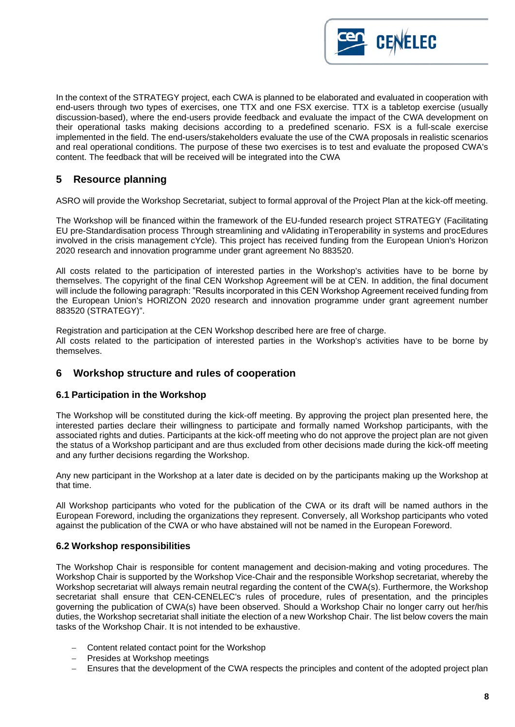In the context of the STRATEGY project, each CWA is planned to be elaborated and evaluated in cooperation with end-users through two types of exercises, one TTX and one FSX exercise. TTX is a tabletop exercise (usually discussion-based), where the end-users provide feedback and evaluate the impact of the CWA development on their operational tasks making decisions according to a predefined scenario. FSX is a full-scale exercise implemented in the field. The end-users/stakeholders evaluate the use of the CWA proposals in realistic scenarios and real operational conditions. The purpose of these two exercises is to test and evaluate the proposed CWA's content. The feedback that will be received will be integrated into the CWA

## 5 Resource planning

ASRO will provide the Workshop Secretariat, subject to formal approval of the Project Plan at the kick-off meeting.

The Workshop will be financed within the framework of the EU-funded research project STRATEGY (Facilitating EU pre-Standardisation process Through streamlining and vAlidating inTeroperability in systems and procEdures involved in the crisis management cYcle). This project has received funding from the European Union's Horizon 2020 research and innovation programme under grant agreement No 883520.

All costs related to the participation of interested parties in the Workshop's activities have to be borne by themselves. The copyright of the final CEN Workshop Agreement will be at CEN. In addition, the final document will include the following paragraph: "Results incorporated in this CEN Workshop Agreement received funding from the European Union's HORIZON 2020 research and innovation programme under grant agreement number 883520 (STRATEGY)".

Registration and participation at the CEN Workshop described here are free of charge.
All costs related to the participation of interested parties in the Workshop's activities have to be borne by themselves.

## 6 Workshop structure and rules of cooperation

### 6.1 Participation in the Workshop

The Workshop will be constituted during the kick-off meeting. By approving the project plan presented here, the interested parties declare their willingness to participate and formally named Workshop participants, with the associated rights and duties. Participants at the kick-off meeting who do not approve the project plan are not given the status of a Workshop participant and are thus excluded from other decisions made during the kick-off meeting and any further decisions regarding the Workshop.

Any new participant in the Workshop at a later date is decided on by the participants making up the Workshop at that time.

All Workshop participants who voted for the publication of the CWA or its draft will be named authors in the European Foreword, including the organizations they represent. Conversely, all Workshop participants who voted against the publication of the CWA or who have abstained will not be named in the European Foreword.

### 6.2 Workshop responsibilities

The Workshop Chair is responsible for content management and decision-making and voting procedures. The Workshop Chair is supported by the Workshop Vice-Chair and the responsible Workshop secretariat, whereby the Workshop secretariat will always remain neutral regarding the content of the CWA(s). Furthermore, the Workshop secretariat shall ensure that CEN-CENELEC's rules of procedure, rules of presentation, and the principles governing the publication of CWA(s) have been observed. Should a Workshop Chair no longer carry out her/his duties, the Workshop secretariat shall initiate the election of a new Workshop Chair. The list below covers the main tasks of the Workshop Chair. It is not intended to be exhaustive.

- Content related contact point for the Workshop
- Presides at Workshop meetings
- Ensures that the development of the CWA respects the principles and content of the adopted project plan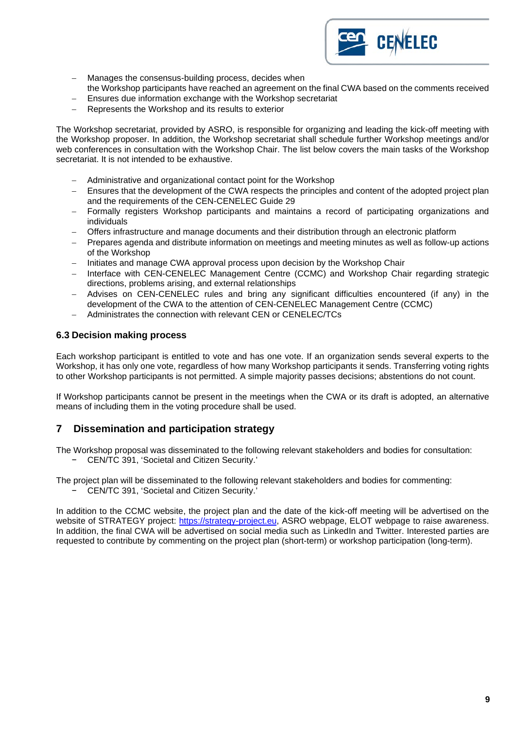- Manages the consensus-building process, decides when the Workshop participants have reached an agreement on the final CWA based on the comments received
- Ensures due information exchange with the Workshop secretariat
- Represents the Workshop and its results to exterior

The Workshop secretariat, provided by ASRO, is responsible for organizing and leading the kick-off meeting with the Workshop proposer. In addition, the Workshop secretariat shall schedule further Workshop meetings and/or web conferences in consultation with the Workshop Chair. The list below covers the main tasks of the Workshop secretariat. It is not intended to be exhaustive.

- Administrative and organizational contact point for the Workshop
- Ensures that the development of the CWA respects the principles and content of the adopted project plan and the requirements of the CEN-CENELEC Guide 29
- Formally registers Workshop participants and maintains a record of participating organizations and individuals
- Offers infrastructure and manage documents and their distribution through an electronic platform
- Prepares agenda and distribute information on meetings and meeting minutes as well as follow-up actions of the Workshop
- Initiates and manage CWA approval process upon decision by the Workshop Chair
- Interface with CEN-CENELEC Management Centre (CCMC) and Workshop Chair regarding strategic directions, problems arising, and external relationships
- Advises on CEN-CENELEC rules and bring any significant difficulties encountered (if any) in the development of the CWA to the attention of CEN-CENELEC Management Centre (CCMC)
- Administrates the connection with relevant CEN or CENELEC/TCs

### 6.3 Decision making process

Each workshop participant is entitled to vote and has one vote. If an organization sends several experts to the Workshop, it has only one vote, regardless of how many Workshop participants it sends. Transferring voting rights to other Workshop participants is not permitted. A simple majority passes decisions; abstentions do not count.

If Workshop participants cannot be present in the meetings when the CWA or its draft is adopted, an alternative means of including them in the voting procedure shall be used.

## 7 Dissemination and participation strategy

The Workshop proposal was disseminated to the following relevant stakeholders and bodies for consultation:

- CEN/TC 391, 'Societal and Citizen Security.'

The project plan will be disseminated to the following relevant stakeholders and bodies for commenting:

- CEN/TC 391, 'Societal and Citizen Security.'

In addition to the CCMC website, the project plan and the date of the kick-off meeting will be advertised on the website of STRATEGY project: https://strategy-project.eu, ASRO webpage, ELOT webpage to raise awareness. In addition, the final CWA will be advertised on social media such as LinkedIn and Twitter. Interested parties are requested to contribute by commenting on the project plan (short-term) or workshop participation (long-term).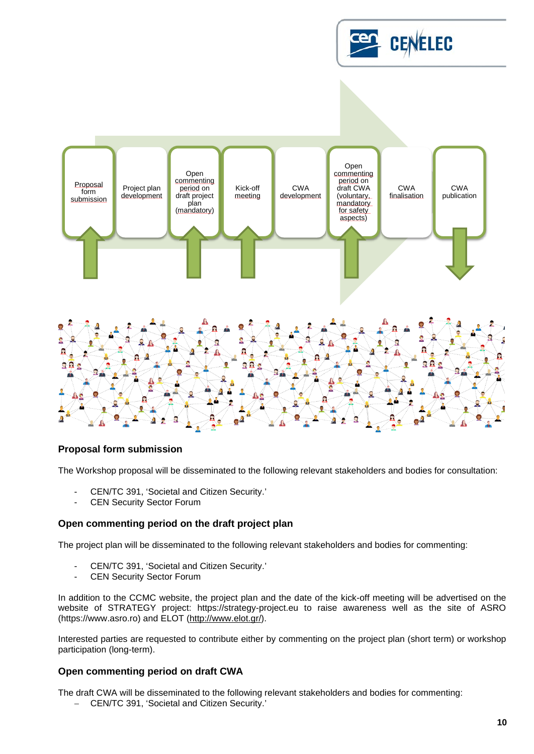Proposal form submission | Project plan development | Open commenting period on draft project plan (mandatory) | Kick-off meeting | CWA development | Open commenting period on draft CWA (voluntary, mandatory for safety aspects) | CWA finalisation | CWA publication

## Proposal form submission

The Workshop proposal will be disseminated to the following relevant stakeholders and bodies for consultation:

- CEN/TC 391, 'Societal and Citizen Security.'
- CEN Security Sector Forum

## Open commenting period on the draft project plan

The project plan will be disseminated to the following relevant stakeholders and bodies for commenting:

- CEN/TC 391, 'Societal and Citizen Security.'
- CEN Security Sector Forum

In addition to the CCMC website, the project plan and the date of the kick-off meeting will be advertised on the website of STRATEGY project: https://strategy-project.eu to raise awareness well as the site of ASRO (https://www.asro.ro) and ELOT (http://www.elot.gr/).

Interested parties are requested to contribute either by commenting on the project plan (short term) or workshop participation (long-term).

## Open commenting period on draft CWA

The draft CWA will be disseminated to the following relevant stakeholders and bodies for commenting:

- CEN/TC 391, 'Societal and Citizen Security.'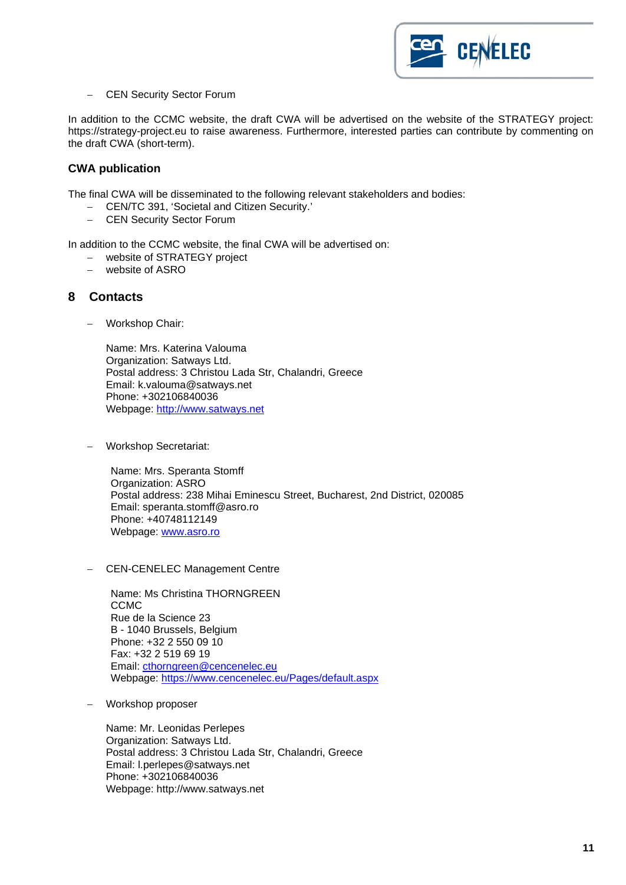- CEN Security Sector Forum

In addition to the CCMC website, the draft CWA will be advertised on the website of the STRATEGY project: https://strategy-project.eu to raise awareness. Furthermore, interested parties can contribute by commenting on the draft CWA (short-term).

### CWA publication

The final CWA will be disseminated to the following relevant stakeholders and bodies:

- CEN/TC 391, 'Societal and Citizen Security.'
- CEN Security Sector Forum

In addition to the CCMC website, the final CWA will be advertised on:

- website of STRATEGY project
- website of ASRO

## 8 Contacts

- Workshop Chair:

  Name: Mrs. Katerina Valouma
  Organization: Satways Ltd.
  Postal address: 3 Christou Lada Str, Chalandri, Greece
  Email: k.valouma@satways.net
  Phone: +302106840036
  Webpage: http://www.satways.net

- Workshop Secretariat:

  Name: Mrs. Speranta Stomff
  Organization: ASRO
  Postal address: 238 Mihai Eminescu Street, Bucharest, 2nd District, 020085
  Email: speranta.stomff@asro.ro
  Phone: +40748112149
  Webpage: www.asro.ro

- CEN-CENELEC Management Centre

  Name: Ms Christina THORNGREEN
  CCMC
  Rue de la Science 23
  B - 1040 Brussels, Belgium
  Phone: +32 2 550 09 10
  Fax: +32 2 519 69 19
  Email: cthorngreen@cencenelec.eu
  Webpage: https://www.cencenelec.eu/Pages/default.aspx

- Workshop proposer

  Name: Mr. Leonidas Perlepes
  Organization: Satways Ltd.
  Postal address: 3 Christou Lada Str, Chalandri, Greece
  Email: l.perlepes@satways.net
  Phone: +302106840036
  Webpage: http://www.satways.net